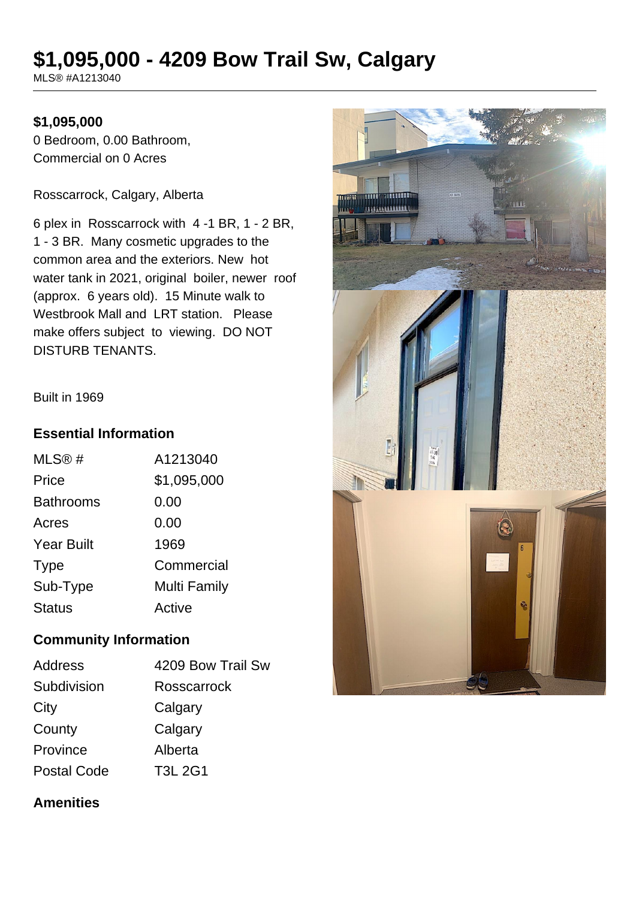# $1,095,000 - 4209 Bow Trail Sw, Calgary

MLS® #A1213040

**$1,095,000**

0 Bedroom, 0.00 Bathroom, Commercial on 0 Acres

Rosscarrock, Calgary, Alberta

6 plex in Rosscarrock with 4 -1 BR, 1 - 2 BR, 1 - 3 BR. Many cosmetic upgrades to the common area and the exteriors. New hot water tank in 2021, original boiler, newer roof (approx. 6 years old). 15 Minute walk to Westbrook Mall and LRT station. Please make offers subject to viewing. DO NOT DISTURB TENANTS.

Built in 1969

## Essential Information

| | |
|---|---|
| MLS® # | A1213040 |
| Price | $1,095,000 |
| Bathrooms | 0.00 |
| Acres | 0.00 |
| Year Built | 1969 |
| Type | Commercial |
| Sub-Type | Multi Family |
| Status | Active |

## Community Information

| | |
|---|---|
| Address | 4209 Bow Trail Sw |
| Subdivision | Rosscarrock |
| City | Calgary |
| County | Calgary |
| Province | Alberta |
| Postal Code | T3L 2G1 |

## Amenities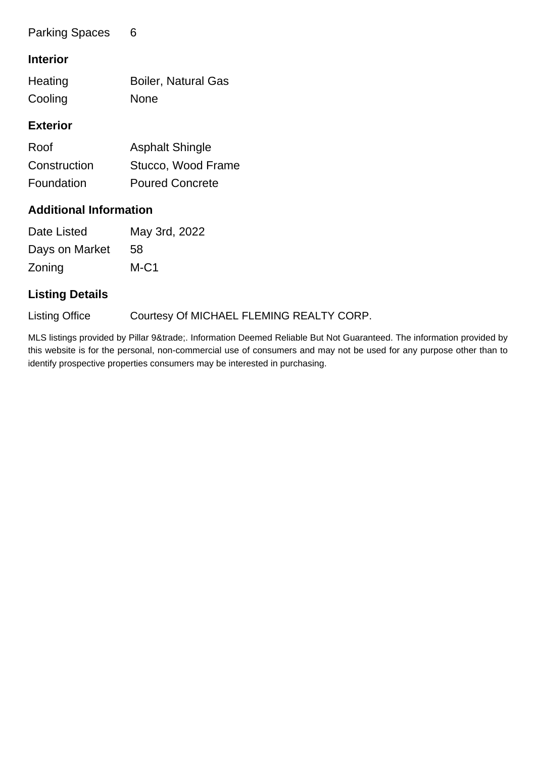| | |
|---|---|
| Parking Spaces | 6 |

### Interior

| | |
|---|---|
| Heating | Boiler, Natural Gas |
| Cooling | None |

### Exterior

| | |
|---|---|
| Roof | Asphalt Shingle |
| Construction | Stucco, Wood Frame |
| Foundation | Poured Concrete |

### Additional Information

| | |
|---|---|
| Date Listed | May 3rd, 2022 |
| Days on Market | 58 |
| Zoning | M-C1 |

### Listing Details

| | |
|---|---|
| Listing Office | Courtesy Of MICHAEL FLEMING REALTY CORP. |

MLS listings provided by Pillar 9&trade;. Information Deemed Reliable But Not Guaranteed. The information provided by this website is for the personal, non-commercial use of consumers and may not be used for any purpose other than to identify prospective properties consumers may be interested in purchasing.